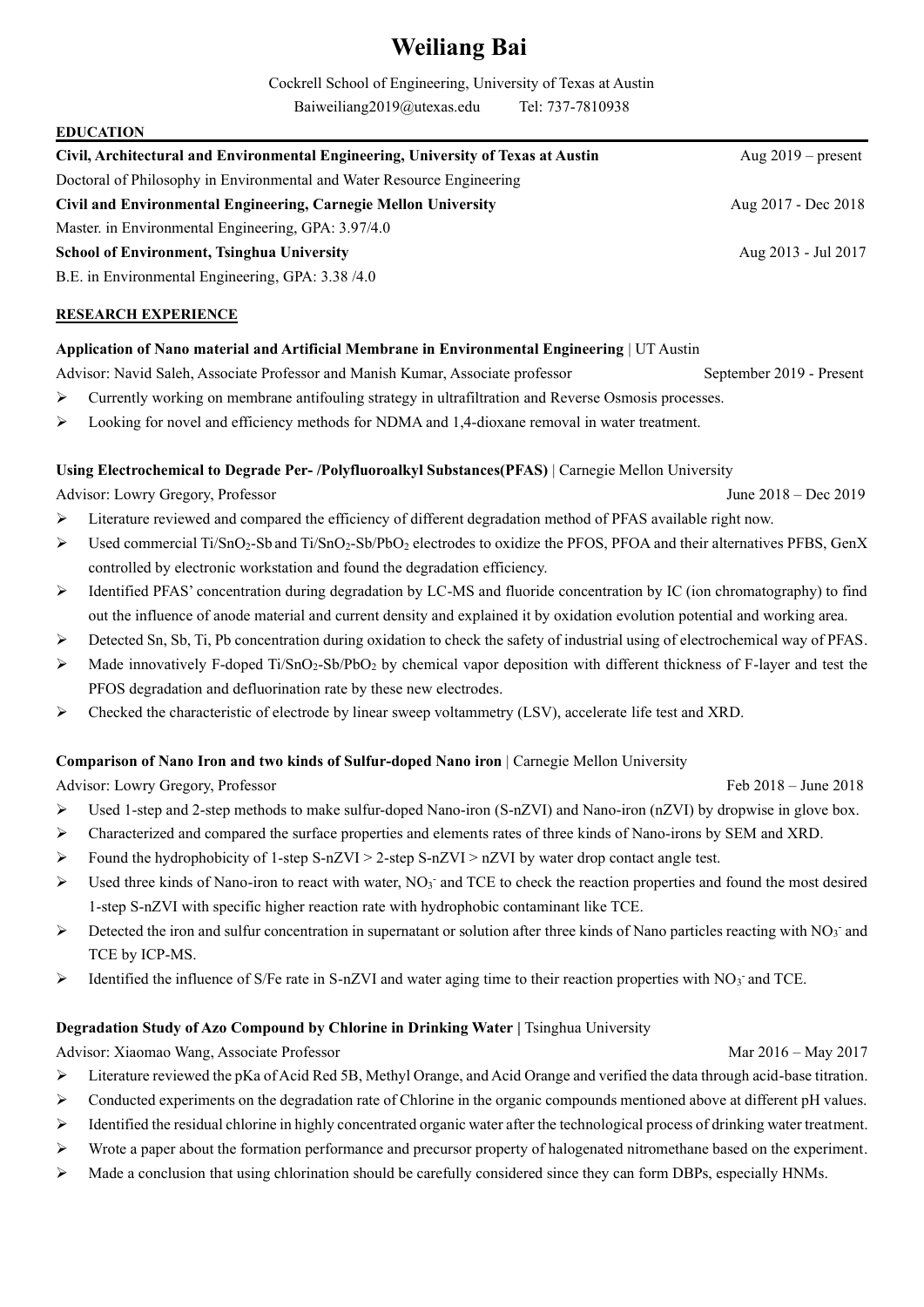# Weiliang Bai

Cockrell School of Engineering, University of Texas at Austin

Baiweiliang2019@utexas.edu Tel: 737-7810938

## EDUCATION

**Civil, Architectural and Environmental Engineering, University of Texas at Austin** Aug 2019 – present

Doctoral of Philosophy in Environmental and Water Resource Engineering

**Civil and Environmental Engineering, Carnegie Mellon University** Aug 2017 - Dec 2018

Master. in Environmental Engineering, GPA: 3.97/4.0

**School of Environment, Tsinghua University** Aug 2013 - Jul 2017

B.E. in Environmental Engineering, GPA: 3.38 /4.0

## RESEARCH EXPERIENCE

**Application of Nano material and Artificial Membrane in Environmental Engineering** | UT Austin

Advisor: Navid Saleh, Associate Professor and Manish Kumar, Associate professor September 2019 - Present

- Currently working on membrane antifouling strategy in ultrafiltration and Reverse Osmosis processes.
- Looking for novel and efficiency methods for NDMA and 1,4-dioxane removal in water treatment.

**Using Electrochemical to Degrade Per- /Polyfluoroalkyl Substances(PFAS)** | Carnegie Mellon University

Advisor: Lowry Gregory, Professor June 2018 – Dec 2019

- Literature reviewed and compared the efficiency of different degradation method of PFAS available right now.
- Used commercial Ti/$SnO_2$-Sb and Ti/$SnO_2$-Sb/$PbO_2$ electrodes to oxidize the PFOS, PFOA and their alternatives PFBS, GenX controlled by electronic workstation and found the degradation efficiency.
- Identified PFAS' concentration during degradation by LC-MS and fluoride concentration by IC (ion chromatography) to find out the influence of anode material and current density and explained it by oxidation evolution potential and working area.
- Detected Sn, Sb, Ti, Pb concentration during oxidation to check the safety of industrial using of electrochemical way of PFAS.
- Made innovatively F-doped Ti/$SnO_2$-Sb/$PbO_2$ by chemical vapor deposition with different thickness of F-layer and test the PFOS degradation and defluorination rate by these new electrodes.
- Checked the characteristic of electrode by linear sweep voltammetry (LSV), accelerate life test and XRD.

**Comparison of Nano Iron and two kinds of Sulfur-doped Nano iron** | Carnegie Mellon University

Advisor: Lowry Gregory, Professor Feb 2018 – June 2018

- Used 1-step and 2-step methods to make sulfur-doped Nano-iron (S-nZVI) and Nano-iron (nZVI) by dropwise in glove box.
- Characterized and compared the surface properties and elements rates of three kinds of Nano-irons by SEM and XRD.
- Found the hydrophobicity of 1-step S-nZVI > 2-step S-nZVI > nZVI by water drop contact angle test.
- Used three kinds of Nano-iron to react with water, $NO_3^-$ and TCE to check the reaction properties and found the most desired 1-step S-nZVI with specific higher reaction rate with hydrophobic contaminant like TCE.
- Detected the iron and sulfur concentration in supernatant or solution after three kinds of Nano particles reacting with $NO_3^-$ and TCE by ICP-MS.
- Identified the influence of S/Fe rate in S-nZVI and water aging time to their reaction properties with $NO_3^-$ and TCE.

**Degradation Study of Azo Compound by Chlorine in Drinking Water |** Tsinghua University

Advisor: Xiaomao Wang, Associate Professor Mar 2016 – May 2017

- Literature reviewed the pKa of Acid Red 5B, Methyl Orange, and Acid Orange and verified the data through acid-base titration.
- Conducted experiments on the degradation rate of Chlorine in the organic compounds mentioned above at different pH values.
- Identified the residual chlorine in highly concentrated organic water after the technological process of drinking water treatment.
- Wrote a paper about the formation performance and precursor property of halogenated nitromethane based on the experiment.
- Made a conclusion that using chlorination should be carefully considered since they can form DBPs, especially HNMs.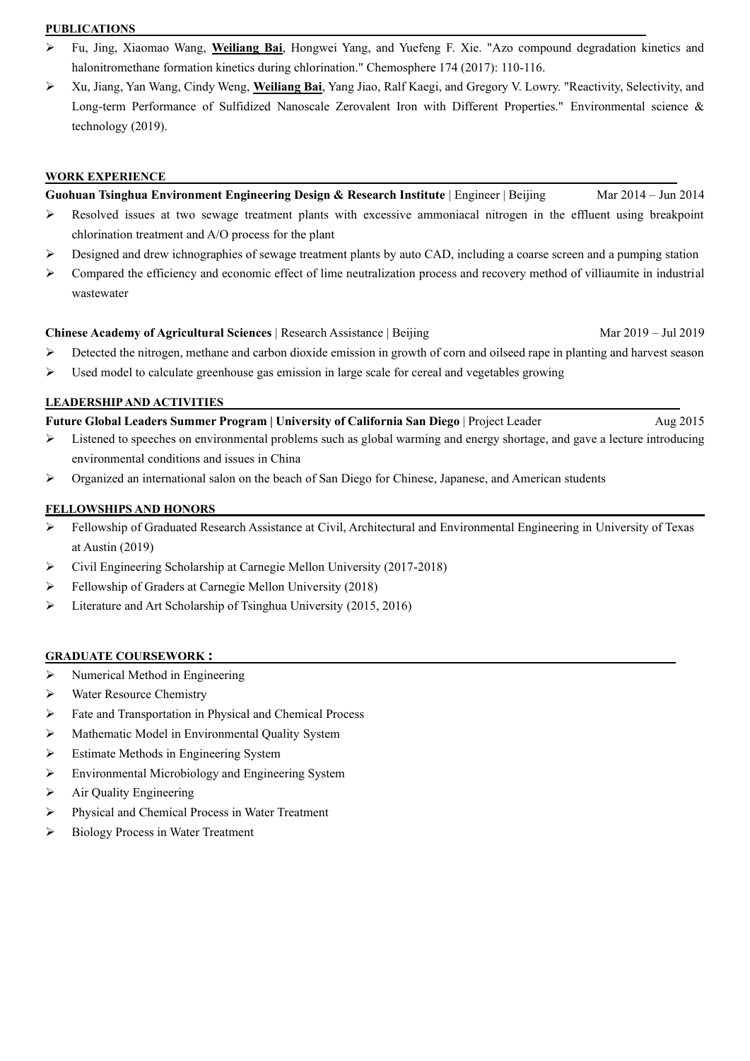## PUBLICATIONS

- Fu, Jing, Xiaomao Wang, **Weiliang Bai**, Hongwei Yang, and Yuefeng F. Xie. "Azo compound degradation kinetics and halonitromethane formation kinetics during chlorination." Chemosphere 174 (2017): 110-116.
- Xu, Jiang, Yan Wang, Cindy Weng, **Weiliang Bai**, Yang Jiao, Ralf Kaegi, and Gregory V. Lowry. "Reactivity, Selectivity, and Long-term Performance of Sulfidized Nanoscale Zerovalent Iron with Different Properties." Environmental science & technology (2019).

## WORK EXPERIENCE

**Guohuan Tsinghua Environment Engineering Design & Research Institute** | Engineer | Beijing — Mar 2014 – Jun 2014

- Resolved issues at two sewage treatment plants with excessive ammoniacal nitrogen in the effluent using breakpoint chlorination treatment and A/O process for the plant
- Designed and drew ichnographies of sewage treatment plants by auto CAD, including a coarse screen and a pumping station
- Compared the efficiency and economic effect of lime neutralization process and recovery method of villiaumite in industrial wastewater

**Chinese Academy of Agricultural Sciences** | Research Assistance | Beijing — Mar 2019 – Jul 2019

- Detected the nitrogen, methane and carbon dioxide emission in growth of corn and oilseed rape in planting and harvest season
- Used model to calculate greenhouse gas emission in large scale for cereal and vegetables growing

## LEADERSHIP AND ACTIVITIES

**Future Global Leaders Summer Program | University of California San Diego** | Project Leader — Aug 2015

- Listened to speeches on environmental problems such as global warming and energy shortage, and gave a lecture introducing environmental conditions and issues in China
- Organized an international salon on the beach of San Diego for Chinese, Japanese, and American students

## FELLOWSHIPS AND HONORS

- Fellowship of Graduated Research Assistance at Civil, Architectural and Environmental Engineering in University of Texas at Austin (2019)
- Civil Engineering Scholarship at Carnegie Mellon University (2017-2018)
- Fellowship of Graders at Carnegie Mellon University (2018)
- Literature and Art Scholarship of Tsinghua University (2015, 2016)

## GRADUATE COURSEWORK：

- Numerical Method in Engineering
- Water Resource Chemistry
- Fate and Transportation in Physical and Chemical Process
- Mathematic Model in Environmental Quality System
- Estimate Methods in Engineering System
- Environmental Microbiology and Engineering System
- Air Quality Engineering
- Physical and Chemical Process in Water Treatment
- Biology Process in Water Treatment